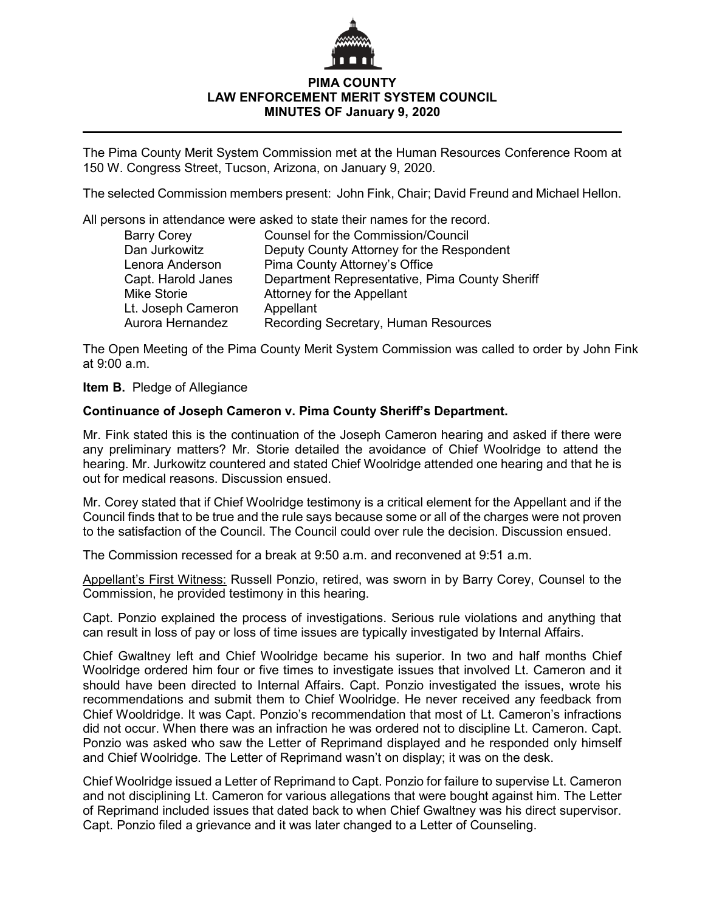**PIMA COUNTY**
**LAW ENFORCEMENT MERIT SYSTEM COUNCIL**
**MINUTES OF January 9, 2020**

---

The Pima County Merit System Commission met at the Human Resources Conference Room at 150 W. Congress Street, Tucson, Arizona, on January 9, 2020.

The selected Commission members present: John Fink, Chair; David Freund and Michael Hellon.

All persons in attendance were asked to state their names for the record.

| | |
|---|---|
| Barry Corey | Counsel for the Commission/Council |
| Dan Jurkowitz | Deputy County Attorney for the Respondent |
| Lenora Anderson | Pima County Attorney's Office |
| Capt. Harold Janes | Department Representative, Pima County Sheriff |
| Mike Storie | Attorney for the Appellant |
| Lt. Joseph Cameron | Appellant |
| Aurora Hernandez | Recording Secretary, Human Resources |

The Open Meeting of the Pima County Merit System Commission was called to order by John Fink at 9:00 a.m.

**Item B.** Pledge of Allegiance

**Continuance of Joseph Cameron v. Pima County Sheriff's Department.**

Mr. Fink stated this is the continuation of the Joseph Cameron hearing and asked if there were any preliminary matters? Mr. Storie detailed the avoidance of Chief Woolridge to attend the hearing. Mr. Jurkowitz countered and stated Chief Woolridge attended one hearing and that he is out for medical reasons. Discussion ensued.

Mr. Corey stated that if Chief Woolridge testimony is a critical element for the Appellant and if the Council finds that to be true and the rule says because some or all of the charges were not proven to the satisfaction of the Council. The Council could over rule the decision. Discussion ensued.

The Commission recessed for a break at 9:50 a.m. and reconvened at 9:51 a.m.

<u>Appellant's First Witness:</u> Russell Ponzio, retired, was sworn in by Barry Corey, Counsel to the Commission, he provided testimony in this hearing.

Capt. Ponzio explained the process of investigations. Serious rule violations and anything that can result in loss of pay or loss of time issues are typically investigated by Internal Affairs.

Chief Gwaltney left and Chief Woolridge became his superior. In two and half months Chief Woolridge ordered him four or five times to investigate issues that involved Lt. Cameron and it should have been directed to Internal Affairs. Capt. Ponzio investigated the issues, wrote his recommendations and submit them to Chief Woolridge. He never received any feedback from Chief Wooldridge. It was Capt. Ponzio's recommendation that most of Lt. Cameron's infractions did not occur. When there was an infraction he was ordered not to discipline Lt. Cameron. Capt. Ponzio was asked who saw the Letter of Reprimand displayed and he responded only himself and Chief Woolridge. The Letter of Reprimand wasn't on display; it was on the desk.

Chief Woolridge issued a Letter of Reprimand to Capt. Ponzio for failure to supervise Lt. Cameron and not disciplining Lt. Cameron for various allegations that were bought against him. The Letter of Reprimand included issues that dated back to when Chief Gwaltney was his direct supervisor. Capt. Ponzio filed a grievance and it was later changed to a Letter of Counseling.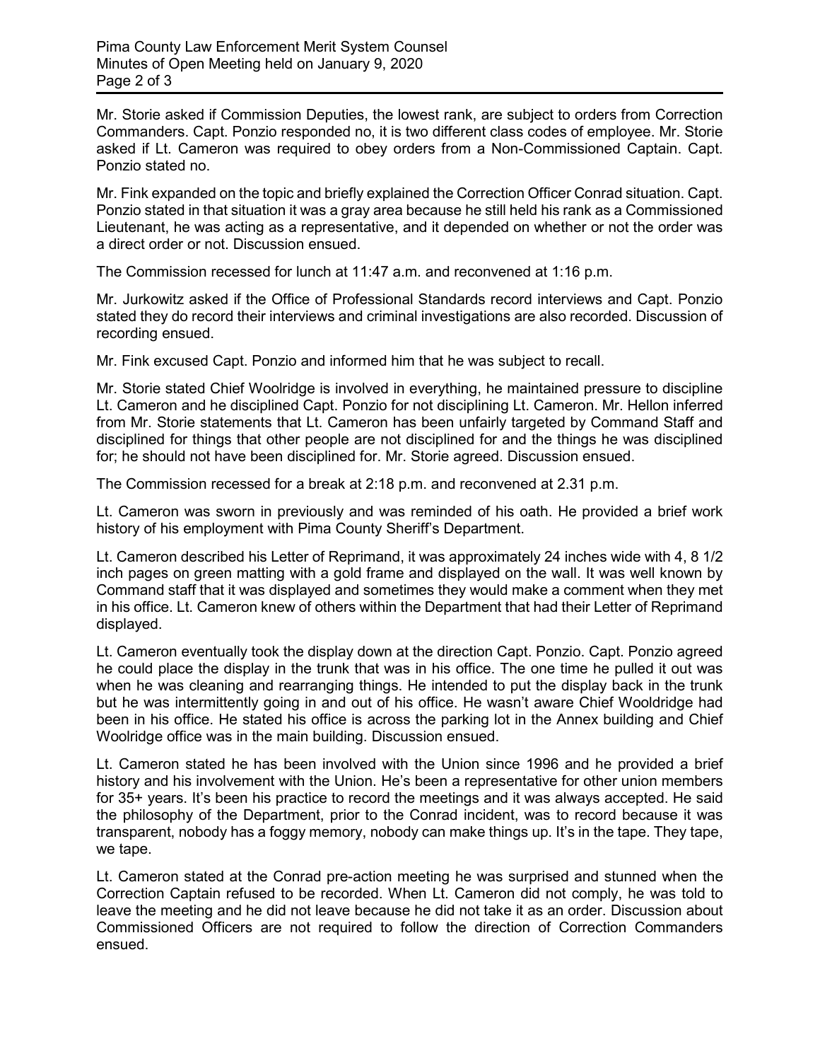Mr. Storie asked if Commission Deputies, the lowest rank, are subject to orders from Correction Commanders. Capt. Ponzio responded no, it is two different class codes of employee. Mr. Storie asked if Lt. Cameron was required to obey orders from a Non-Commissioned Captain. Capt. Ponzio stated no.

Mr. Fink expanded on the topic and briefly explained the Correction Officer Conrad situation. Capt. Ponzio stated in that situation it was a gray area because he still held his rank as a Commissioned Lieutenant, he was acting as a representative, and it depended on whether or not the order was a direct order or not. Discussion ensued.

The Commission recessed for lunch at 11:47 a.m. and reconvened at 1:16 p.m.

Mr. Jurkowitz asked if the Office of Professional Standards record interviews and Capt. Ponzio stated they do record their interviews and criminal investigations are also recorded. Discussion of recording ensued.

Mr. Fink excused Capt. Ponzio and informed him that he was subject to recall.

Mr. Storie stated Chief Woolridge is involved in everything, he maintained pressure to discipline Lt. Cameron and he disciplined Capt. Ponzio for not disciplining Lt. Cameron. Mr. Hellon inferred from Mr. Storie statements that Lt. Cameron has been unfairly targeted by Command Staff and disciplined for things that other people are not disciplined for and the things he was disciplined for; he should not have been disciplined for. Mr. Storie agreed. Discussion ensued.

The Commission recessed for a break at 2:18 p.m. and reconvened at 2.31 p.m.

Lt. Cameron was sworn in previously and was reminded of his oath. He provided a brief work history of his employment with Pima County Sheriff's Department.

Lt. Cameron described his Letter of Reprimand, it was approximately 24 inches wide with 4, 8 1/2 inch pages on green matting with a gold frame and displayed on the wall. It was well known by Command staff that it was displayed and sometimes they would make a comment when they met in his office. Lt. Cameron knew of others within the Department that had their Letter of Reprimand displayed.

Lt. Cameron eventually took the display down at the direction Capt. Ponzio. Capt. Ponzio agreed he could place the display in the trunk that was in his office. The one time he pulled it out was when he was cleaning and rearranging things. He intended to put the display back in the trunk but he was intermittently going in and out of his office. He wasn't aware Chief Wooldridge had been in his office. He stated his office is across the parking lot in the Annex building and Chief Woolridge office was in the main building. Discussion ensued.

Lt. Cameron stated he has been involved with the Union since 1996 and he provided a brief history and his involvement with the Union. He's been a representative for other union members for 35+ years. It's been his practice to record the meetings and it was always accepted. He said the philosophy of the Department, prior to the Conrad incident, was to record because it was transparent, nobody has a foggy memory, nobody can make things up. It's in the tape. They tape, we tape.

Lt. Cameron stated at the Conrad pre-action meeting he was surprised and stunned when the Correction Captain refused to be recorded. When Lt. Cameron did not comply, he was told to leave the meeting and he did not leave because he did not take it as an order. Discussion about Commissioned Officers are not required to follow the direction of Correction Commanders ensued.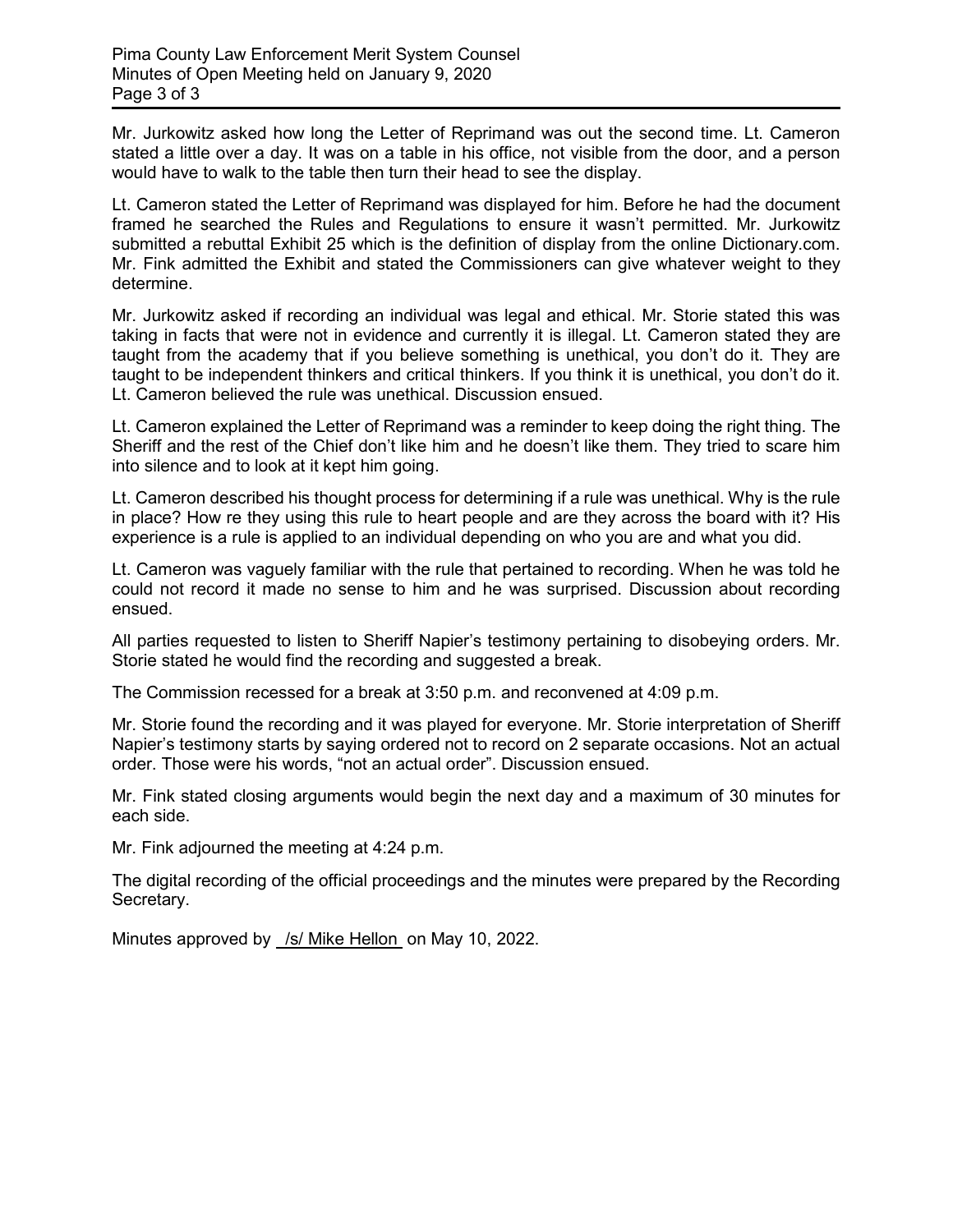Mr. Jurkowitz asked how long the Letter of Reprimand was out the second time. Lt. Cameron stated a little over a day. It was on a table in his office, not visible from the door, and a person would have to walk to the table then turn their head to see the display.

Lt. Cameron stated the Letter of Reprimand was displayed for him. Before he had the document framed he searched the Rules and Regulations to ensure it wasn't permitted. Mr. Jurkowitz submitted a rebuttal Exhibit 25 which is the definition of display from the online Dictionary.com. Mr. Fink admitted the Exhibit and stated the Commissioners can give whatever weight to they determine.

Mr. Jurkowitz asked if recording an individual was legal and ethical. Mr. Storie stated this was taking in facts that were not in evidence and currently it is illegal. Lt. Cameron stated they are taught from the academy that if you believe something is unethical, you don't do it. They are taught to be independent thinkers and critical thinkers. If you think it is unethical, you don't do it. Lt. Cameron believed the rule was unethical. Discussion ensued.

Lt. Cameron explained the Letter of Reprimand was a reminder to keep doing the right thing. The Sheriff and the rest of the Chief don't like him and he doesn't like them. They tried to scare him into silence and to look at it kept him going.

Lt. Cameron described his thought process for determining if a rule was unethical. Why is the rule in place? How re they using this rule to heart people and are they across the board with it? His experience is a rule is applied to an individual depending on who you are and what you did.

Lt. Cameron was vaguely familiar with the rule that pertained to recording. When he was told he could not record it made no sense to him and he was surprised. Discussion about recording ensued.

All parties requested to listen to Sheriff Napier's testimony pertaining to disobeying orders. Mr. Storie stated he would find the recording and suggested a break.

The Commission recessed for a break at 3:50 p.m. and reconvened at 4:09 p.m.

Mr. Storie found the recording and it was played for everyone. Mr. Storie interpretation of Sheriff Napier's testimony starts by saying ordered not to record on 2 separate occasions. Not an actual order. Those were his words, "not an actual order". Discussion ensued.

Mr. Fink stated closing arguments would begin the next day and a maximum of 30 minutes for each side.

Mr. Fink adjourned the meeting at 4:24 p.m.

The digital recording of the official proceedings and the minutes were prepared by the Recording Secretary.

Minutes approved by /s/ Mike Hellon on May 10, 2022.